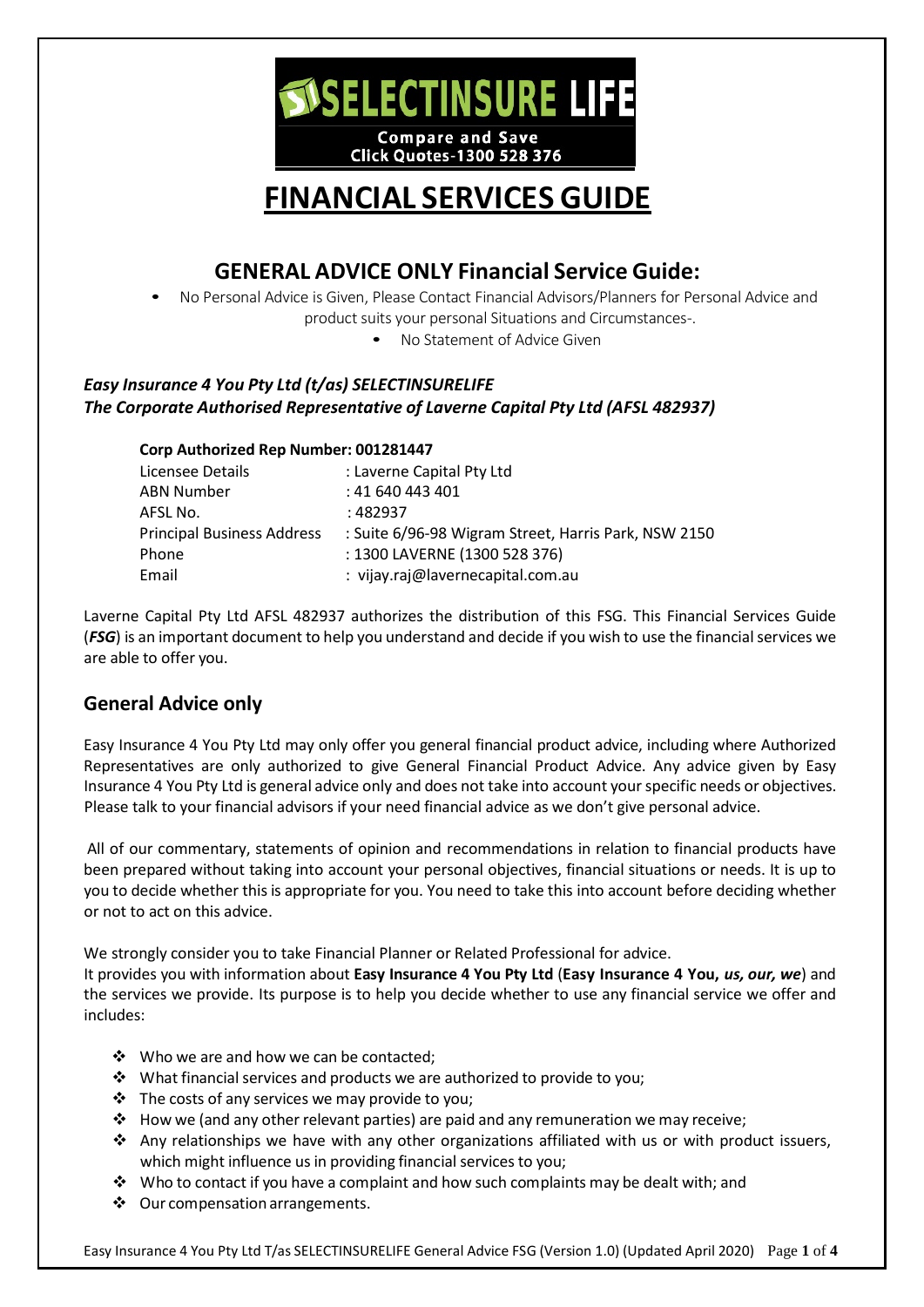SELECTINSURE LIFE

Compare and Save
Click Quotes-1300 528 376

# FINANCIAL SERVICES GUIDE

## GENERAL ADVICE ONLY Financial Service Guide:

- No Personal Advice is Given, Please Contact Financial Advisors/Planners for Personal Advice and product suits your personal Situations and Circumstances-.
- No Statement of Advice Given

***Easy Insurance 4 You Pty Ltd (t/as) SELECTINSURELIFE***
***The Corporate Authorised Representative of Laverne Capital Pty Ltd (AFSL 482937)***

**Corp Authorized Rep Number: 001281447**

| | |
|---|---|
| Licensee Details | : Laverne Capital Pty Ltd |
| ABN Number | : 41 640 443 401 |
| AFSL No. | : 482937 |
| Principal Business Address | : Suite 6/96-98 Wigram Street, Harris Park, NSW 2150 |
| Phone | : 1300 LAVERNE (1300 528 376) |
| Email | : vijay.raj@lavernecapital.com.au |

Laverne Capital Pty Ltd AFSL 482937 authorizes the distribution of this FSG. This Financial Services Guide (***FSG***) is an important document to help you understand and decide if you wish to use the financial services we are able to offer you.

## General Advice only

Easy Insurance 4 You Pty Ltd may only offer you general financial product advice, including where Authorized Representatives are only authorized to give General Financial Product Advice. Any advice given by Easy Insurance 4 You Pty Ltd is general advice only and does not take into account your specific needs or objectives. Please talk to your financial advisors if your need financial advice as we don't give personal advice.

All of our commentary, statements of opinion and recommendations in relation to financial products have been prepared without taking into account your personal objectives, financial situations or needs. It is up to you to decide whether this is appropriate for you. You need to take this into account before deciding whether or not to act on this advice.

We strongly consider you to take Financial Planner or Related Professional for advice.
It provides you with information about **Easy Insurance 4 You Pty Ltd** (**Easy Insurance 4 You,** ***us, our, we***) and the services we provide. Its purpose is to help you decide whether to use any financial service we offer and includes:

- Who we are and how we can be contacted;
- What financial services and products we are authorized to provide to you;
- The costs of any services we may provide to you;
- How we (and any other relevant parties) are paid and any remuneration we may receive;
- Any relationships we have with any other organizations affiliated with us or with product issuers, which might influence us in providing financial services to you;
- Who to contact if you have a complaint and how such complaints may be dealt with; and
- Our compensation arrangements.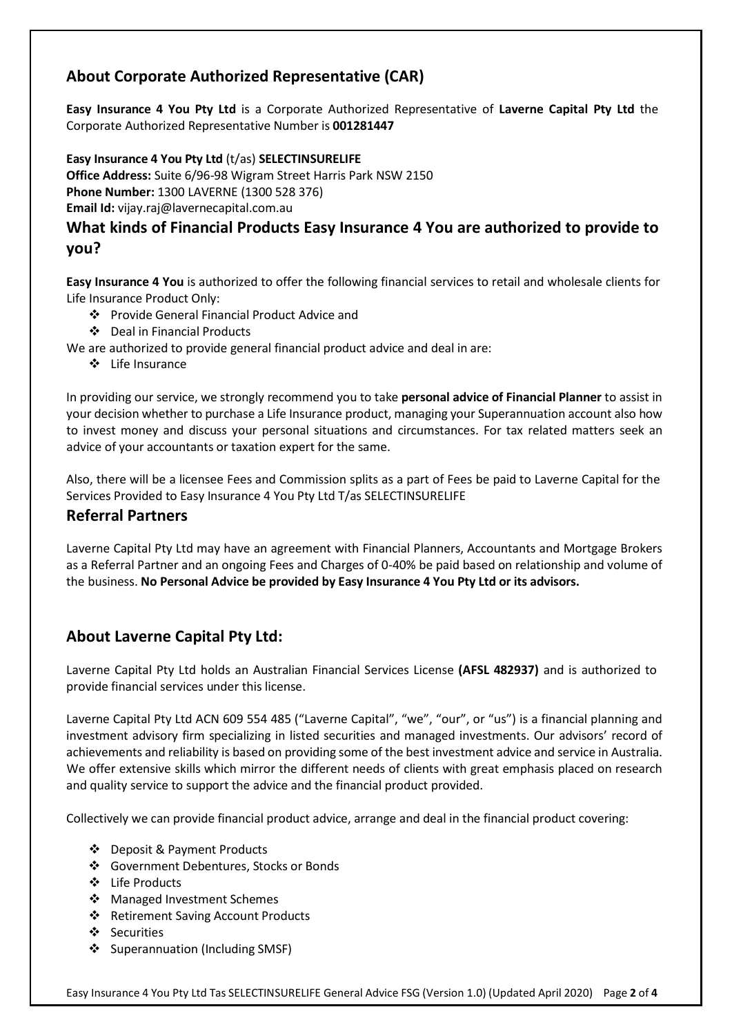## About Corporate Authorized Representative (CAR)

**Easy Insurance 4 You Pty Ltd** is a Corporate Authorized Representative of **Laverne Capital Pty Ltd** the Corporate Authorized Representative Number is **001281447**

**Easy Insurance 4 You Pty Ltd** (t/as) **SELECTINSURELIFE**
**Office Address:** Suite 6/96-98 Wigram Street Harris Park NSW 2150
**Phone Number:** 1300 LAVERNE (1300 528 376)
**Email Id:** vijay.raj@lavernecapital.com.au

## What kinds of Financial Products Easy Insurance 4 You are authorized to provide to you?

**Easy Insurance 4 You** is authorized to offer the following financial services to retail and wholesale clients for Life Insurance Product Only:

- Provide General Financial Product Advice and
- Deal in Financial Products

We are authorized to provide general financial product advice and deal in are:

- Life Insurance

In providing our service, we strongly recommend you to take **personal advice of Financial Planner** to assist in your decision whether to purchase a Life Insurance product, managing your Superannuation account also how to invest money and discuss your personal situations and circumstances. For tax related matters seek an advice of your accountants or taxation expert for the same.

Also, there will be a licensee Fees and Commission splits as a part of Fees be paid to Laverne Capital for the Services Provided to Easy Insurance 4 You Pty Ltd T/as SELECTINSURELIFE

## Referral Partners

Laverne Capital Pty Ltd may have an agreement with Financial Planners, Accountants and Mortgage Brokers as a Referral Partner and an ongoing Fees and Charges of 0-40% be paid based on relationship and volume of the business. **No Personal Advice be provided by Easy Insurance 4 You Pty Ltd or its advisors.**

## About Laverne Capital Pty Ltd:

Laverne Capital Pty Ltd holds an Australian Financial Services License **(AFSL 482937)** and is authorized to provide financial services under this license.

Laverne Capital Pty Ltd ACN 609 554 485 ("Laverne Capital", "we", "our", or "us") is a financial planning and investment advisory firm specializing in listed securities and managed investments. Our advisors' record of achievements and reliability is based on providing some of the best investment advice and service in Australia. We offer extensive skills which mirror the different needs of clients with great emphasis placed on research and quality service to support the advice and the financial product provided.

Collectively we can provide financial product advice, arrange and deal in the financial product covering:

- Deposit & Payment Products
- Government Debentures, Stocks or Bonds
- Life Products
- Managed Investment Schemes
- Retirement Saving Account Products
- Securities
- Superannuation (Including SMSF)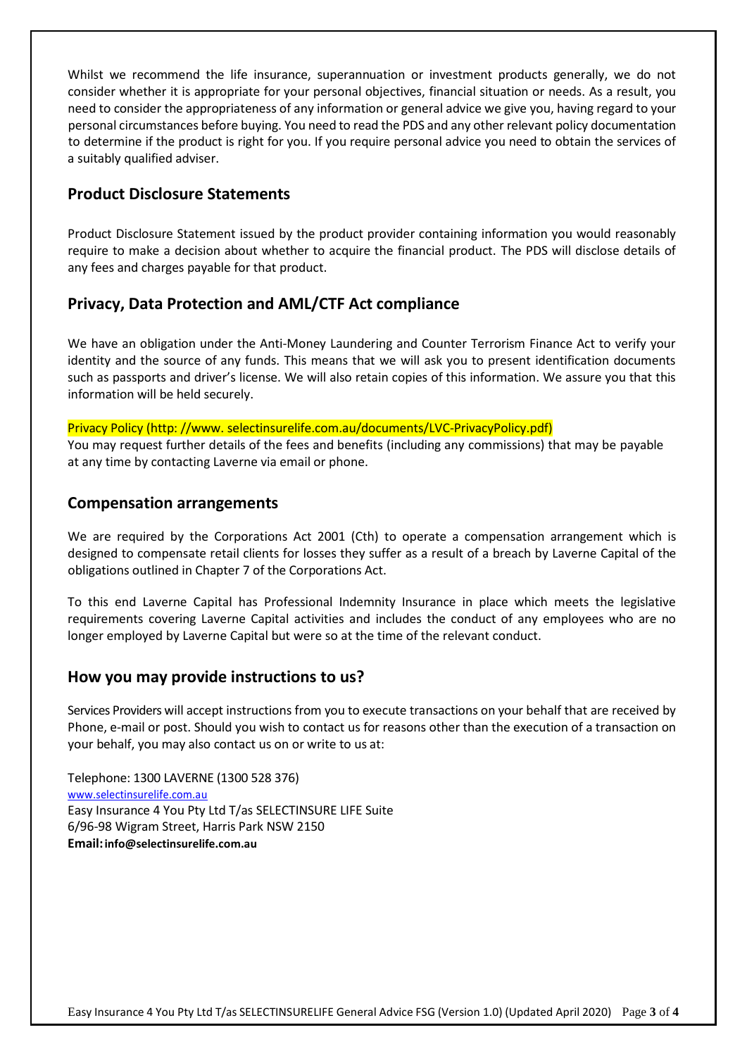Whilst we recommend the life insurance, superannuation or investment products generally, we do not consider whether it is appropriate for your personal objectives, financial situation or needs. As a result, you need to consider the appropriateness of any information or general advice we give you, having regard to your personal circumstances before buying. You need to read the PDS and any other relevant policy documentation to determine if the product is right for you. If you require personal advice you need to obtain the services of a suitably qualified adviser.

## Product Disclosure Statements

Product Disclosure Statement issued by the product provider containing information you would reasonably require to make a decision about whether to acquire the financial product. The PDS will disclose details of any fees and charges payable for that product.

## Privacy, Data Protection and AML/CTF Act compliance

We have an obligation under the Anti-Money Laundering and Counter Terrorism Finance Act to verify your identity and the source of any funds. This means that we will ask you to present identification documents such as passports and driver's license. We will also retain copies of this information. We assure you that this information will be held securely.

Privacy Policy (http: //www. selectinsurelife.com.au/documents/LVC-PrivacyPolicy.pdf)
You may request further details of the fees and benefits (including any commissions) that may be payable at any time by contacting Laverne via email or phone.

## Compensation arrangements

We are required by the Corporations Act 2001 (Cth) to operate a compensation arrangement which is designed to compensate retail clients for losses they suffer as a result of a breach by Laverne Capital of the obligations outlined in Chapter 7 of the Corporations Act.

To this end Laverne Capital has Professional Indemnity Insurance in place which meets the legislative requirements covering Laverne Capital activities and includes the conduct of any employees who are no longer employed by Laverne Capital but were so at the time of the relevant conduct.

## How you may provide instructions to us?

Services Providers will accept instructions from you to execute transactions on your behalf that are received by Phone, e-mail or post. Should you wish to contact us for reasons other than the execution of a transaction on your behalf, you may also contact us on or write to us at:

Telephone: 1300 LAVERNE (1300 528 376)
www.selectinsurelife.com.au
Easy Insurance 4 You Pty Ltd T/as SELECTINSURE LIFE Suite
6/96-98 Wigram Street, Harris Park NSW 2150
**Email: info@selectinsurelife.com.au**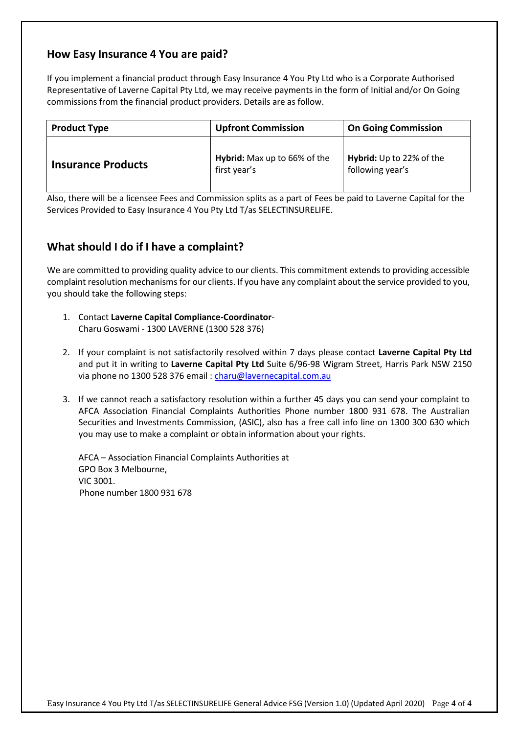## How Easy Insurance 4 You are paid?

If you implement a financial product through Easy Insurance 4 You Pty Ltd who is a Corporate Authorised Representative of Laverne Capital Pty Ltd, we may receive payments in the form of Initial and/or On Going commissions from the financial product providers. Details are as follow.

| Product Type | Upfront Commission | On Going Commission |
|---|---|---|
| **Insurance Products** | **Hybrid:** Max up to 66% of the first year's | **Hybrid:** Up to 22% of the following year's |

Also, there will be a licensee Fees and Commission splits as a part of Fees be paid to Laverne Capital for the Services Provided to Easy Insurance 4 You Pty Ltd T/as SELECTINSURELIFE.

## What should I do if I have a complaint?

We are committed to providing quality advice to our clients. This commitment extends to providing accessible complaint resolution mechanisms for our clients. If you have any complaint about the service provided to you, you should take the following steps:

1. Contact **Laverne Capital Compliance-Coordinator**- Charu Goswami - 1300 LAVERNE (1300 528 376)

2. If your complaint is not satisfactorily resolved within 7 days please contact **Laverne Capital Pty Ltd** and put it in writing to **Laverne Capital Pty Ltd** Suite 6/96-98 Wigram Street, Harris Park NSW 2150 via phone no 1300 528 376 email : charu@lavernecapital.com.au

3. If we cannot reach a satisfactory resolution within a further 45 days you can send your complaint to AFCA Association Financial Complaints Authorities Phone number 1800 931 678. The Australian Securities and Investments Commission, (ASIC), also has a free call info line on 1300 300 630 which you may use to make a complaint or obtain information about your rights.

   AFCA – Association Financial Complaints Authorities at
   GPO Box 3 Melbourne,
   VIC 3001.
   Phone number 1800 931 678